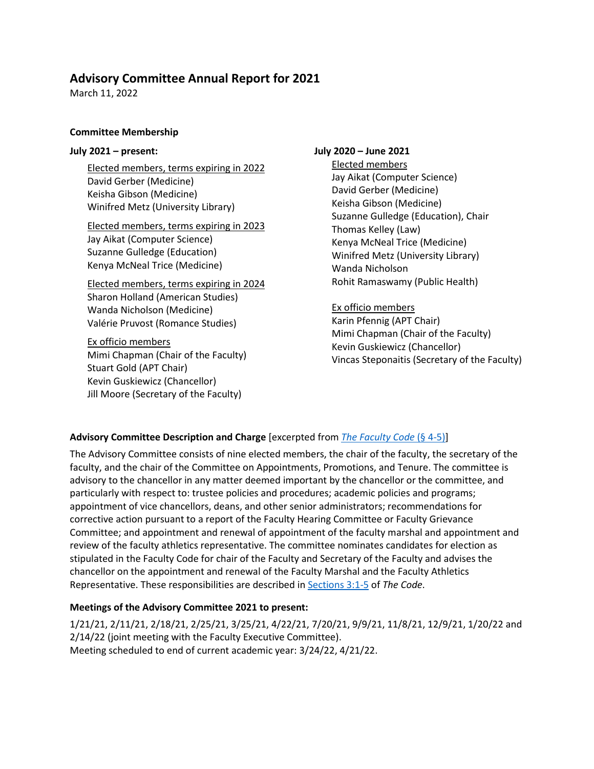# Advisory Committee Annual Report for 2021

March 11, 2022

### Committee Membership

**July 2021 – present:**

Elected members, terms expiring in 2022
David Gerber (Medicine)
Keisha Gibson (Medicine)
Winifred Metz (University Library)

Elected members, terms expiring in 2023
Jay Aikat (Computer Science)
Suzanne Gulledge (Education)
Kenya McNeal Trice (Medicine)

Elected members, terms expiring in 2024
Sharon Holland (American Studies)
Wanda Nicholson (Medicine)
Valérie Pruvost (Romance Studies)

Ex officio members
Mimi Chapman (Chair of the Faculty)
Stuart Gold (APT Chair)
Kevin Guskiewicz (Chancellor)
Jill Moore (Secretary of the Faculty)

**July 2020 – June 2021**

Elected members
Jay Aikat (Computer Science)
David Gerber (Medicine)
Keisha Gibson (Medicine)
Suzanne Gulledge (Education), Chair
Thomas Kelley (Law)
Kenya McNeal Trice (Medicine)
Winifred Metz (University Library)
Wanda Nicholson
Rohit Ramaswamy (Public Health)

Ex officio members
Karin Pfennig (APT Chair)
Mimi Chapman (Chair of the Faculty)
Kevin Guskiewicz (Chancellor)
Vincas Steponaitis (Secretary of the Faculty)

**Advisory Committee Description and Charge** [excerpted from *The Faculty Code* (§ 4-5)]

The Advisory Committee consists of nine elected members, the chair of the faculty, the secretary of the faculty, and the chair of the Committee on Appointments, Promotions, and Tenure. The committee is advisory to the chancellor in any matter deemed important by the chancellor or the committee, and particularly with respect to: trustee policies and procedures; academic policies and programs; appointment of vice chancellors, deans, and other senior administrators; recommendations for corrective action pursuant to a report of the Faculty Hearing Committee or Faculty Grievance Committee; and appointment and renewal of appointment of the faculty marshal and appointment and review of the faculty athletics representative. The committee nominates candidates for election as stipulated in the Faculty Code for chair of the Faculty and Secretary of the Faculty and advises the chancellor on the appointment and renewal of the Faculty Marshal and the Faculty Athletics Representative. These responsibilities are described in Sections 3:1-5 of *The Code*.

**Meetings of the Advisory Committee 2021 to present:**

1/21/21, 2/11/21, 2/18/21, 2/25/21, 3/25/21, 4/22/21, 7/20/21, 9/9/21, 11/8/21, 12/9/21, 1/20/22 and 2/14/22 (joint meeting with the Faculty Executive Committee).
Meeting scheduled to end of current academic year: 3/24/22, 4/21/22.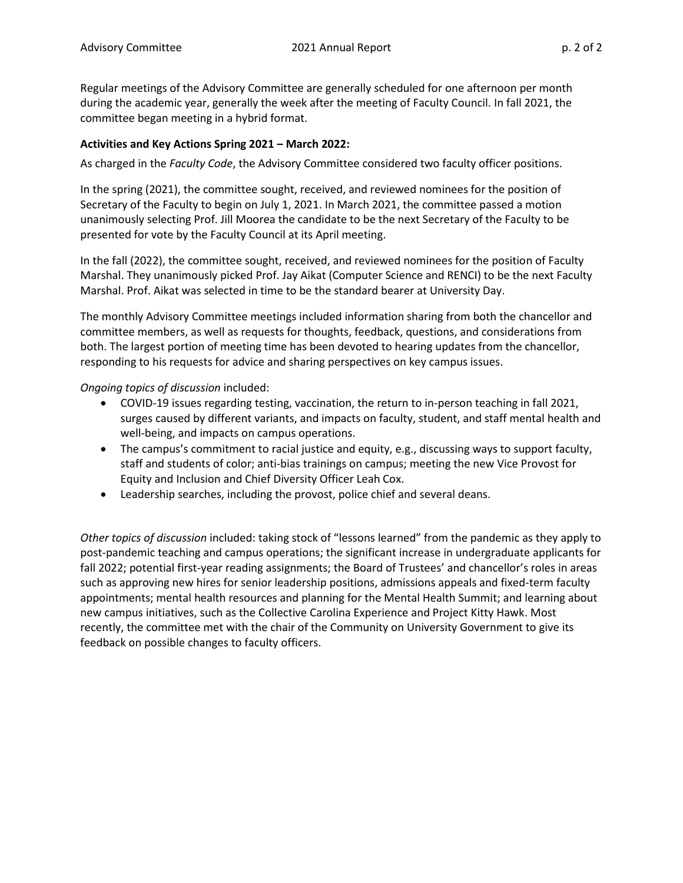Regular meetings of the Advisory Committee are generally scheduled for one afternoon per month during the academic year, generally the week after the meeting of Faculty Council. In fall 2021, the committee began meeting in a hybrid format.

**Activities and Key Actions Spring 2021 – March 2022:**

As charged in the *Faculty Code*, the Advisory Committee considered two faculty officer positions.

In the spring (2021), the committee sought, received, and reviewed nominees for the position of Secretary of the Faculty to begin on July 1, 2021. In March 2021, the committee passed a motion unanimously selecting Prof. Jill Moorea the candidate to be the next Secretary of the Faculty to be presented for vote by the Faculty Council at its April meeting.

In the fall (2022), the committee sought, received, and reviewed nominees for the position of Faculty Marshal. They unanimously picked Prof. Jay Aikat (Computer Science and RENCI) to be the next Faculty Marshal. Prof. Aikat was selected in time to be the standard bearer at University Day.

The monthly Advisory Committee meetings included information sharing from both the chancellor and committee members, as well as requests for thoughts, feedback, questions, and considerations from both. The largest portion of meeting time has been devoted to hearing updates from the chancellor, responding to his requests for advice and sharing perspectives on key campus issues.

*Ongoing topics of discussion* included:

- COVID-19 issues regarding testing, vaccination, the return to in-person teaching in fall 2021, surges caused by different variants, and impacts on faculty, student, and staff mental health and well-being, and impacts on campus operations.
- The campus's commitment to racial justice and equity, e.g., discussing ways to support faculty, staff and students of color; anti-bias trainings on campus; meeting the new Vice Provost for Equity and Inclusion and Chief Diversity Officer Leah Cox.
- Leadership searches, including the provost, police chief and several deans.

*Other topics of discussion* included: taking stock of "lessons learned" from the pandemic as they apply to post-pandemic teaching and campus operations; the significant increase in undergraduate applicants for fall 2022; potential first-year reading assignments; the Board of Trustees' and chancellor's roles in areas such as approving new hires for senior leadership positions, admissions appeals and fixed-term faculty appointments; mental health resources and planning for the Mental Health Summit; and learning about new campus initiatives, such as the Collective Carolina Experience and Project Kitty Hawk. Most recently, the committee met with the chair of the Community on University Government to give its feedback on possible changes to faculty officers.